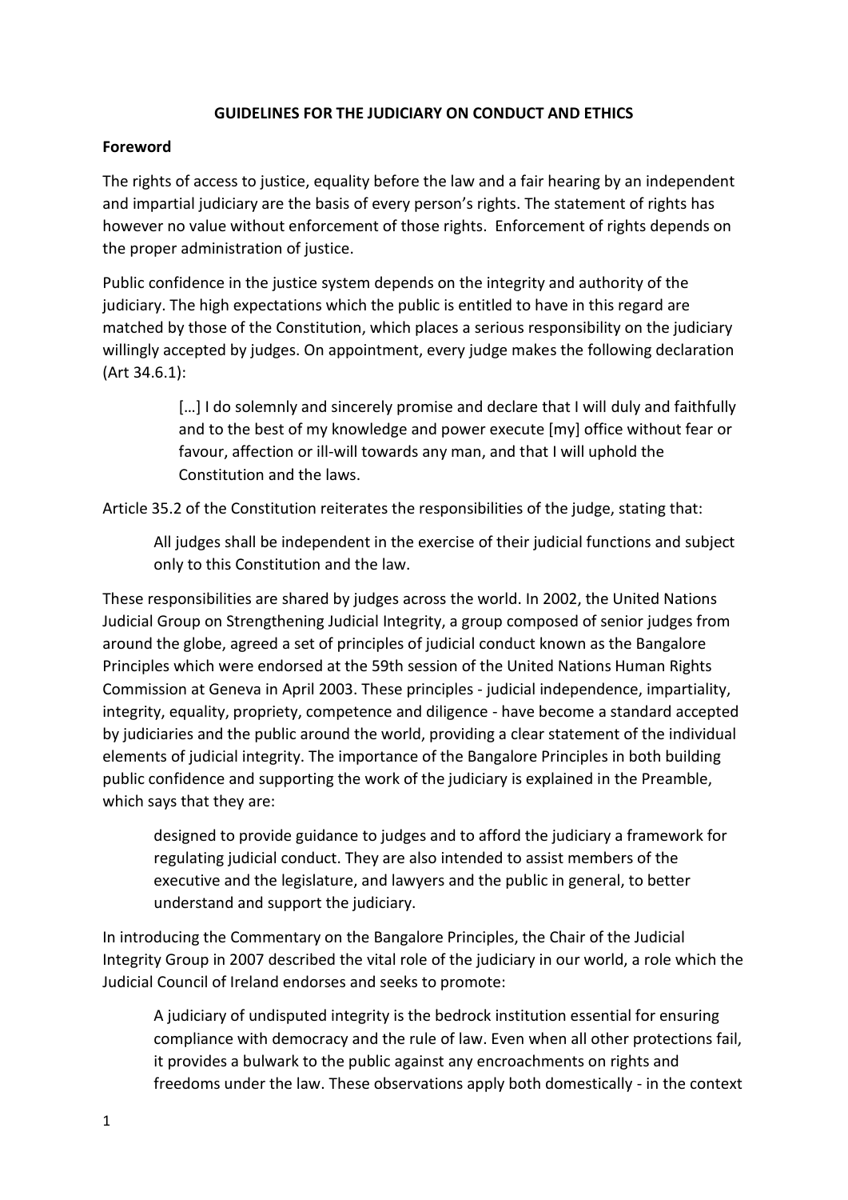# GUIDELINES FOR THE JUDICIARY ON CONDUCT AND ETHICS

## Foreword

The rights of access to justice, equality before the law and a fair hearing by an independent and impartial judiciary are the basis of every person's rights. The statement of rights has however no value without enforcement of those rights. Enforcement of rights depends on the proper administration of justice.

Public confidence in the justice system depends on the integrity and authority of the judiciary. The high expectations which the public is entitled to have in this regard are matched by those of the Constitution, which places a serious responsibility on the judiciary willingly accepted by judges. On appointment, every judge makes the following declaration (Art 34.6.1):

> […] I do solemnly and sincerely promise and declare that I will duly and faithfully and to the best of my knowledge and power execute [my] office without fear or favour, affection or ill-will towards any man, and that I will uphold the Constitution and the laws.

Article 35.2 of the Constitution reiterates the responsibilities of the judge, stating that:

> All judges shall be independent in the exercise of their judicial functions and subject only to this Constitution and the law.

These responsibilities are shared by judges across the world. In 2002, the United Nations Judicial Group on Strengthening Judicial Integrity, a group composed of senior judges from around the globe, agreed a set of principles of judicial conduct known as the Bangalore Principles which were endorsed at the 59th session of the United Nations Human Rights Commission at Geneva in April 2003. These principles - judicial independence, impartiality, integrity, equality, propriety, competence and diligence - have become a standard accepted by judiciaries and the public around the world, providing a clear statement of the individual elements of judicial integrity. The importance of the Bangalore Principles in both building public confidence and supporting the work of the judiciary is explained in the Preamble, which says that they are:

> designed to provide guidance to judges and to afford the judiciary a framework for regulating judicial conduct. They are also intended to assist members of the executive and the legislature, and lawyers and the public in general, to better understand and support the judiciary.

In introducing the Commentary on the Bangalore Principles, the Chair of the Judicial Integrity Group in 2007 described the vital role of the judiciary in our world, a role which the Judicial Council of Ireland endorses and seeks to promote:

> A judiciary of undisputed integrity is the bedrock institution essential for ensuring compliance with democracy and the rule of law. Even when all other protections fail, it provides a bulwark to the public against any encroachments on rights and freedoms under the law. These observations apply both domestically - in the context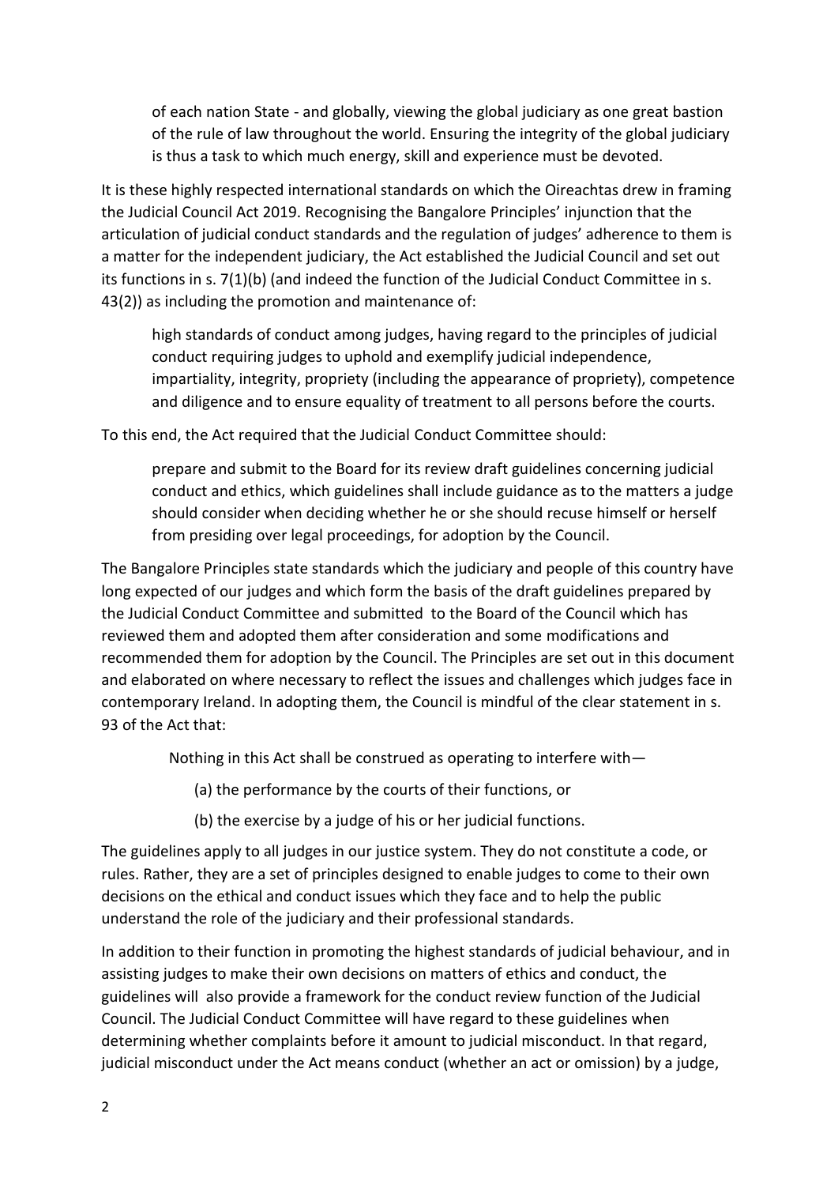> of each nation State - and globally, viewing the global judiciary as one great bastion of the rule of law throughout the world. Ensuring the integrity of the global judiciary is thus a task to which much energy, skill and experience must be devoted.

It is these highly respected international standards on which the Oireachtas drew in framing the Judicial Council Act 2019. Recognising the Bangalore Principles' injunction that the articulation of judicial conduct standards and the regulation of judges' adherence to them is a matter for the independent judiciary, the Act established the Judicial Council and set out its functions in s. 7(1)(b) (and indeed the function of the Judicial Conduct Committee in s. 43(2)) as including the promotion and maintenance of:

> high standards of conduct among judges, having regard to the principles of judicial conduct requiring judges to uphold and exemplify judicial independence, impartiality, integrity, propriety (including the appearance of propriety), competence and diligence and to ensure equality of treatment to all persons before the courts.

To this end, the Act required that the Judicial Conduct Committee should:

> prepare and submit to the Board for its review draft guidelines concerning judicial conduct and ethics, which guidelines shall include guidance as to the matters a judge should consider when deciding whether he or she should recuse himself or herself from presiding over legal proceedings, for adoption by the Council.

The Bangalore Principles state standards which the judiciary and people of this country have long expected of our judges and which form the basis of the draft guidelines prepared by the Judicial Conduct Committee and submitted to the Board of the Council which has reviewed them and adopted them after consideration and some modifications and recommended them for adoption by the Council. The Principles are set out in this document and elaborated on where necessary to reflect the issues and challenges which judges face in contemporary Ireland. In adopting them, the Council is mindful of the clear statement in s. 93 of the Act that:

> Nothing in this Act shall be construed as operating to interfere with—
>
> (a) the performance by the courts of their functions, or
>
> (b) the exercise by a judge of his or her judicial functions.

The guidelines apply to all judges in our justice system. They do not constitute a code, or rules. Rather, they are a set of principles designed to enable judges to come to their own decisions on the ethical and conduct issues which they face and to help the public understand the role of the judiciary and their professional standards.

In addition to their function in promoting the highest standards of judicial behaviour, and in assisting judges to make their own decisions on matters of ethics and conduct, the guidelines will also provide a framework for the conduct review function of the Judicial Council. The Judicial Conduct Committee will have regard to these guidelines when determining whether complaints before it amount to judicial misconduct. In that regard, judicial misconduct under the Act means conduct (whether an act or omission) by a judge,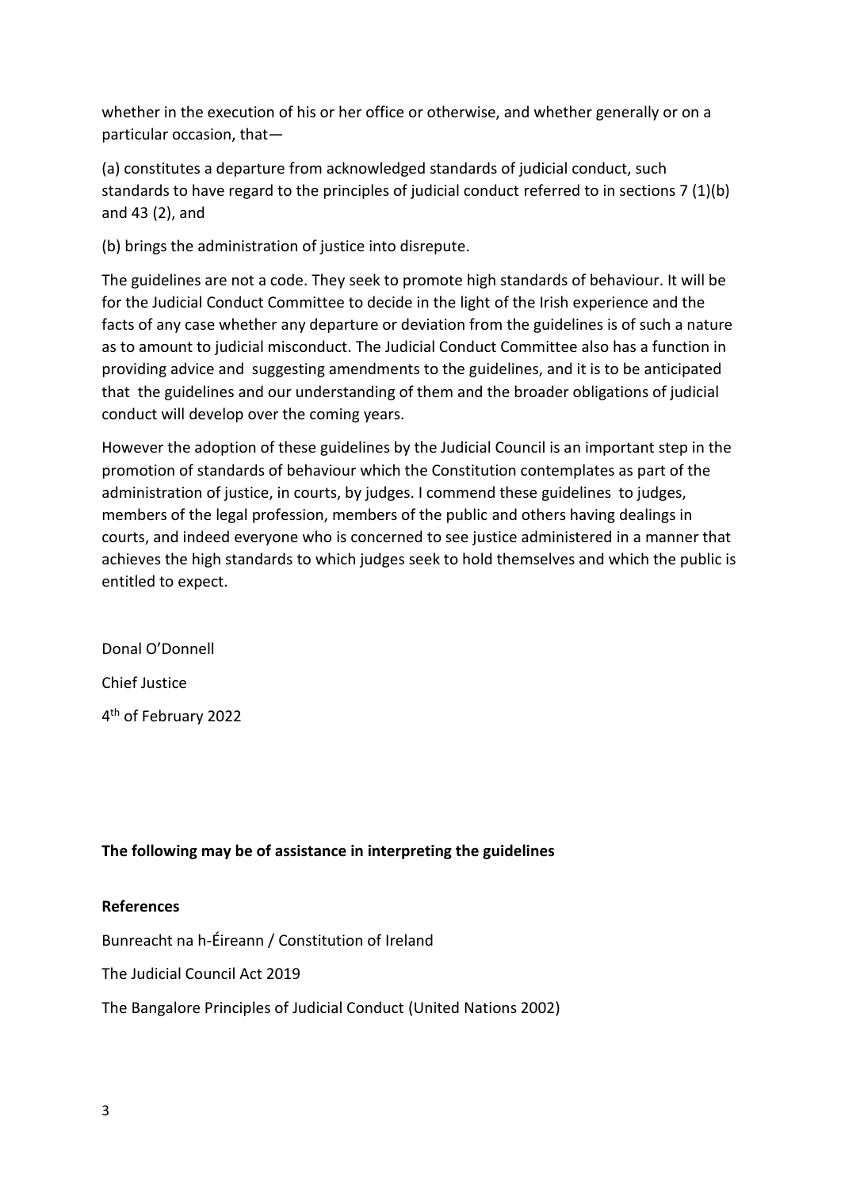whether in the execution of his or her office or otherwise, and whether generally or on a particular occasion, that—

(a) constitutes a departure from acknowledged standards of judicial conduct, such standards to have regard to the principles of judicial conduct referred to in sections 7 (1)(b) and 43 (2), and

(b) brings the administration of justice into disrepute.

The guidelines are not a code. They seek to promote high standards of behaviour. It will be for the Judicial Conduct Committee to decide in the light of the Irish experience and the facts of any case whether any departure or deviation from the guidelines is of such a nature as to amount to judicial misconduct. The Judicial Conduct Committee also has a function in providing advice and suggesting amendments to the guidelines, and it is to be anticipated that the guidelines and our understanding of them and the broader obligations of judicial conduct will develop over the coming years.

However the adoption of these guidelines by the Judicial Council is an important step in the promotion of standards of behaviour which the Constitution contemplates as part of the administration of justice, in courts, by judges. I commend these guidelines to judges, members of the legal profession, members of the public and others having dealings in courts, and indeed everyone who is concerned to see justice administered in a manner that achieves the high standards to which judges seek to hold themselves and which the public is entitled to expect.

Donal O'Donnell

Chief Justice

4th of February 2022

**The following may be of assistance in interpreting the guidelines**

**References**

Bunreacht na h-Éireann / Constitution of Ireland

The Judicial Council Act 2019

The Bangalore Principles of Judicial Conduct (United Nations 2002)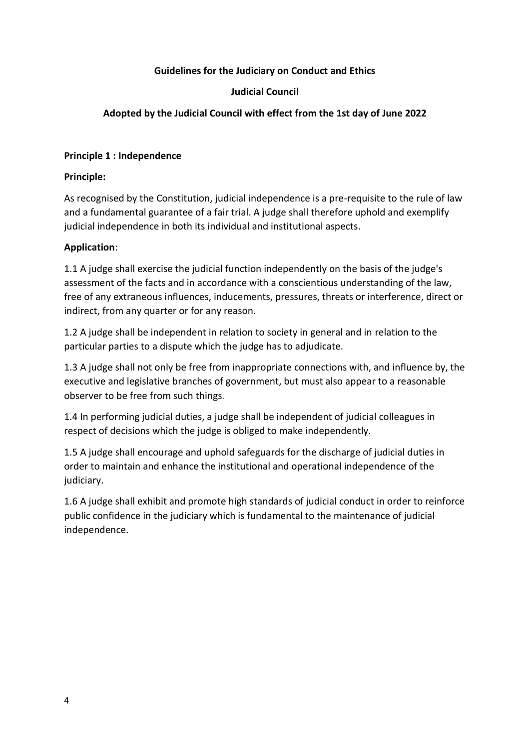**Guidelines for the Judiciary on Conduct and Ethics**

**Judicial Council**

**Adopted by the Judicial Council with effect from the 1st day of June 2022**

**Principle 1 : Independence**

**Principle:**

As recognised by the Constitution, judicial independence is a pre-requisite to the rule of law and a fundamental guarantee of a fair trial. A judge shall therefore uphold and exemplify judicial independence in both its individual and institutional aspects.

**Application**:

1.1 A judge shall exercise the judicial function independently on the basis of the judge's assessment of the facts and in accordance with a conscientious understanding of the law, free of any extraneous influences, inducements, pressures, threats or interference, direct or indirect, from any quarter or for any reason.

1.2 A judge shall be independent in relation to society in general and in relation to the particular parties to a dispute which the judge has to adjudicate.

1.3 A judge shall not only be free from inappropriate connections with, and influence by, the executive and legislative branches of government, but must also appear to a reasonable observer to be free from such things.

1.4 In performing judicial duties, a judge shall be independent of judicial colleagues in respect of decisions which the judge is obliged to make independently.

1.5 A judge shall encourage and uphold safeguards for the discharge of judicial duties in order to maintain and enhance the institutional and operational independence of the judiciary.

1.6 A judge shall exhibit and promote high standards of judicial conduct in order to reinforce public confidence in the judiciary which is fundamental to the maintenance of judicial independence.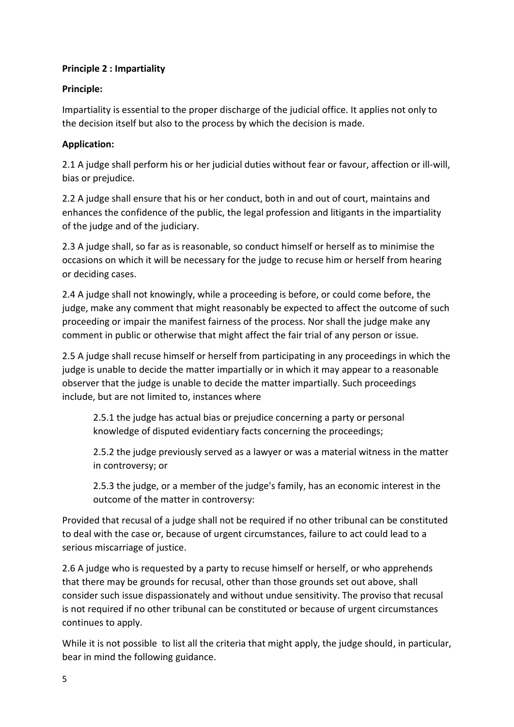**Principle 2 : Impartiality**

**Principle:**

Impartiality is essential to the proper discharge of the judicial office. It applies not only to the decision itself but also to the process by which the decision is made.

**Application:**

2.1 A judge shall perform his or her judicial duties without fear or favour, affection or ill-will, bias or prejudice.

2.2 A judge shall ensure that his or her conduct, both in and out of court, maintains and enhances the confidence of the public, the legal profession and litigants in the impartiality of the judge and of the judiciary.

2.3 A judge shall, so far as is reasonable, so conduct himself or herself as to minimise the occasions on which it will be necessary for the judge to recuse him or herself from hearing or deciding cases.

2.4 A judge shall not knowingly, while a proceeding is before, or could come before, the judge, make any comment that might reasonably be expected to affect the outcome of such proceeding or impair the manifest fairness of the process. Nor shall the judge make any comment in public or otherwise that might affect the fair trial of any person or issue.

2.5 A judge shall recuse himself or herself from participating in any proceedings in which the judge is unable to decide the matter impartially or in which it may appear to a reasonable observer that the judge is unable to decide the matter impartially. Such proceedings include, but are not limited to, instances where

> 2.5.1 the judge has actual bias or prejudice concerning a party or personal knowledge of disputed evidentiary facts concerning the proceedings;
>
> 2.5.2 the judge previously served as a lawyer or was a material witness in the matter in controversy; or
>
> 2.5.3 the judge, or a member of the judge's family, has an economic interest in the outcome of the matter in controversy:

Provided that recusal of a judge shall not be required if no other tribunal can be constituted to deal with the case or, because of urgent circumstances, failure to act could lead to a serious miscarriage of justice.

2.6 A judge who is requested by a party to recuse himself or herself, or who apprehends that there may be grounds for recusal, other than those grounds set out above, shall consider such issue dispassionately and without undue sensitivity. The proviso that recusal is not required if no other tribunal can be constituted or because of urgent circumstances continues to apply.

While it is not possible to list all the criteria that might apply, the judge should, in particular, bear in mind the following guidance.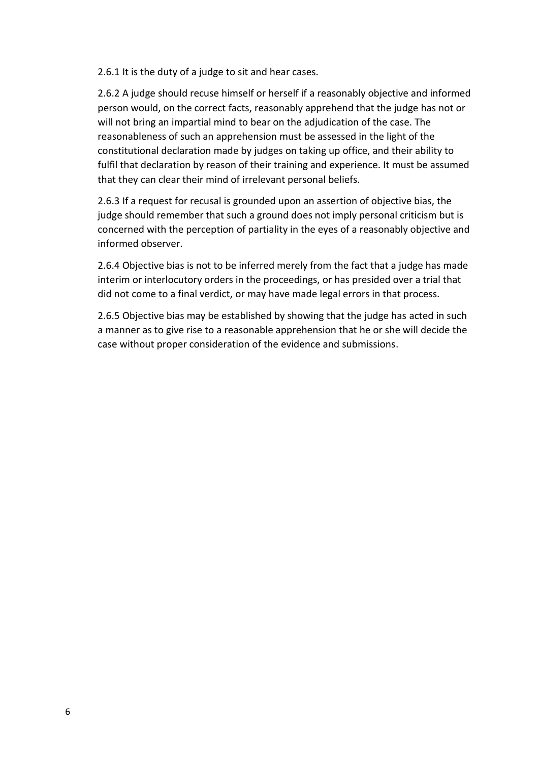2.6.1 It is the duty of a judge to sit and hear cases.

2.6.2 A judge should recuse himself or herself if a reasonably objective and informed person would, on the correct facts, reasonably apprehend that the judge has not or will not bring an impartial mind to bear on the adjudication of the case. The reasonableness of such an apprehension must be assessed in the light of the constitutional declaration made by judges on taking up office, and their ability to fulfil that declaration by reason of their training and experience. It must be assumed that they can clear their mind of irrelevant personal beliefs.

2.6.3 If a request for recusal is grounded upon an assertion of objective bias, the judge should remember that such a ground does not imply personal criticism but is concerned with the perception of partiality in the eyes of a reasonably objective and informed observer.

2.6.4 Objective bias is not to be inferred merely from the fact that a judge has made interim or interlocutory orders in the proceedings, or has presided over a trial that did not come to a final verdict, or may have made legal errors in that process.

2.6.5 Objective bias may be established by showing that the judge has acted in such a manner as to give rise to a reasonable apprehension that he or she will decide the case without proper consideration of the evidence and submissions.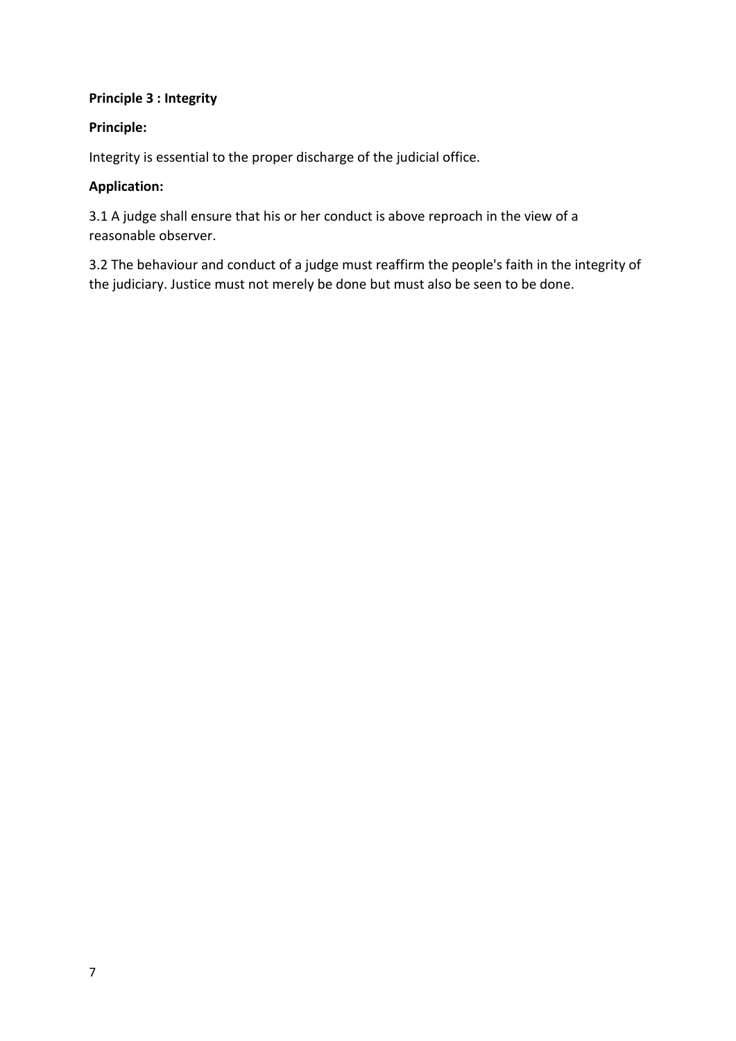**Principle 3 : Integrity**

**Principle:**

Integrity is essential to the proper discharge of the judicial office.

**Application:**

3.1 A judge shall ensure that his or her conduct is above reproach in the view of a reasonable observer.

3.2 The behaviour and conduct of a judge must reaffirm the people's faith in the integrity of the judiciary. Justice must not merely be done but must also be seen to be done.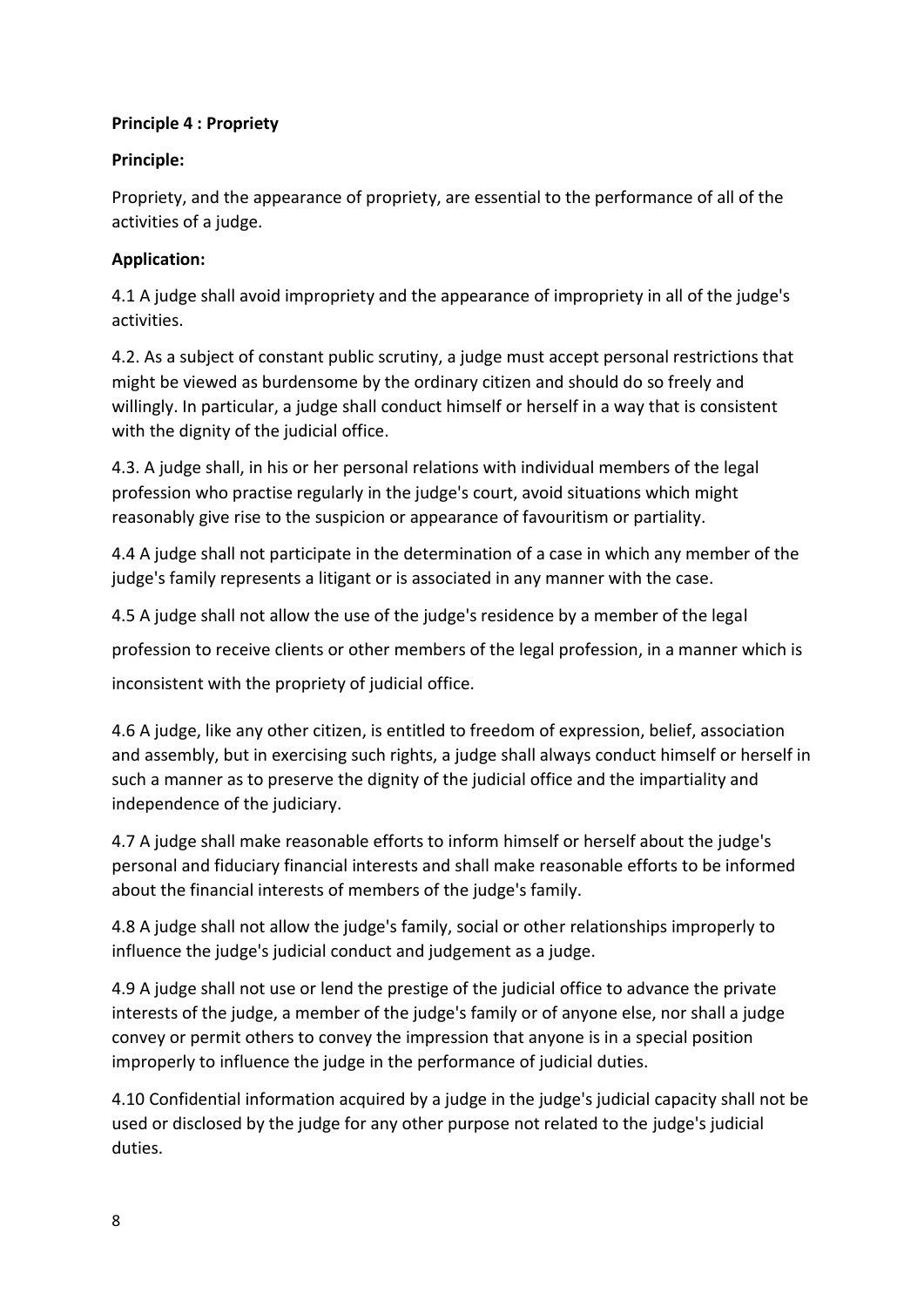**Principle 4 : Propriety**

**Principle:**

Propriety, and the appearance of propriety, are essential to the performance of all of the activities of a judge.

**Application:**

4.1 A judge shall avoid impropriety and the appearance of impropriety in all of the judge's activities.

4.2. As a subject of constant public scrutiny, a judge must accept personal restrictions that might be viewed as burdensome by the ordinary citizen and should do so freely and willingly. In particular, a judge shall conduct himself or herself in a way that is consistent with the dignity of the judicial office.

4.3. A judge shall, in his or her personal relations with individual members of the legal profession who practise regularly in the judge's court, avoid situations which might reasonably give rise to the suspicion or appearance of favouritism or partiality.

4.4 A judge shall not participate in the determination of a case in which any member of the judge's family represents a litigant or is associated in any manner with the case.

4.5 A judge shall not allow the use of the judge's residence by a member of the legal profession to receive clients or other members of the legal profession, in a manner which is inconsistent with the propriety of judicial office.

4.6 A judge, like any other citizen, is entitled to freedom of expression, belief, association and assembly, but in exercising such rights, a judge shall always conduct himself or herself in such a manner as to preserve the dignity of the judicial office and the impartiality and independence of the judiciary.

4.7 A judge shall make reasonable efforts to inform himself or herself about the judge's personal and fiduciary financial interests and shall make reasonable efforts to be informed about the financial interests of members of the judge's family.

4.8 A judge shall not allow the judge's family, social or other relationships improperly to influence the judge's judicial conduct and judgement as a judge.

4.9 A judge shall not use or lend the prestige of the judicial office to advance the private interests of the judge, a member of the judge's family or of anyone else, nor shall a judge convey or permit others to convey the impression that anyone is in a special position improperly to influence the judge in the performance of judicial duties.

4.10 Confidential information acquired by a judge in the judge's judicial capacity shall not be used or disclosed by the judge for any other purpose not related to the judge's judicial duties.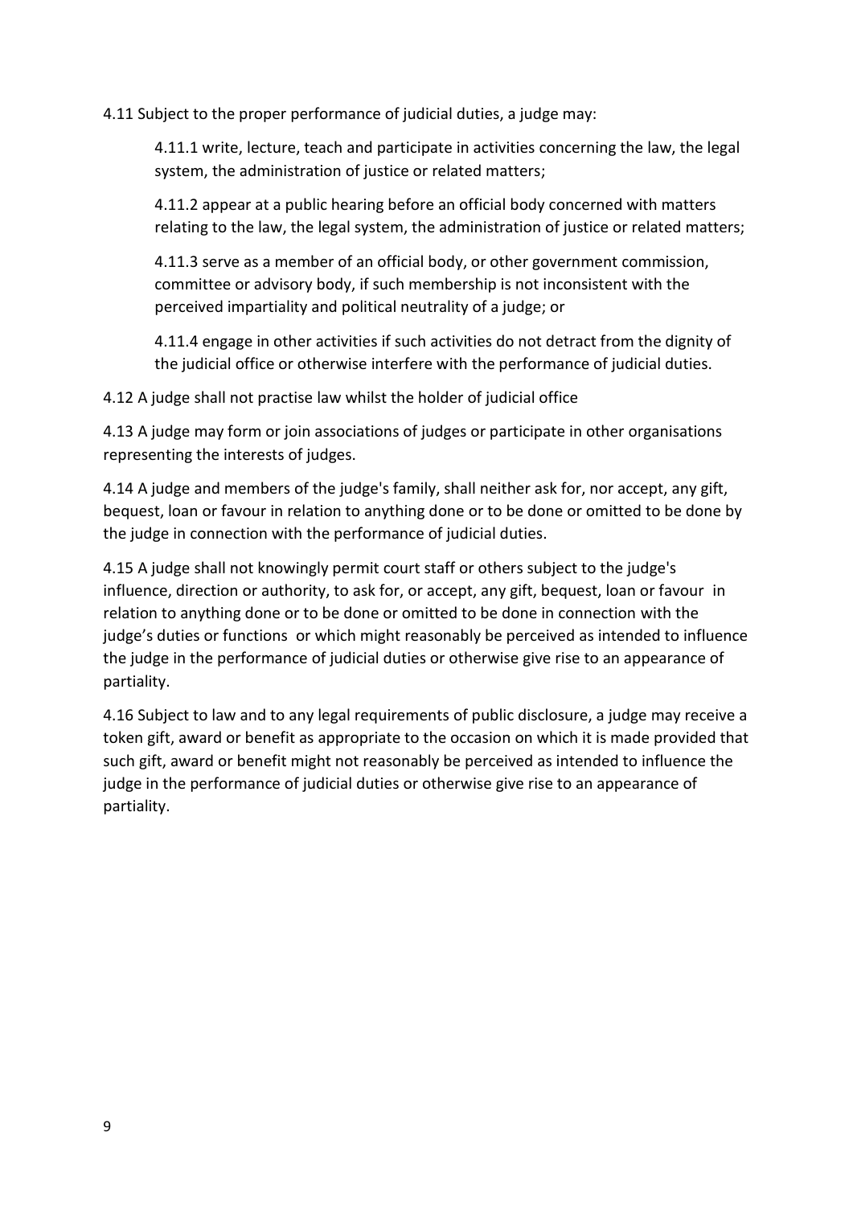4.11 Subject to the proper performance of judicial duties, a judge may:

4.11.1 write, lecture, teach and participate in activities concerning the law, the legal system, the administration of justice or related matters;

4.11.2 appear at a public hearing before an official body concerned with matters relating to the law, the legal system, the administration of justice or related matters;

4.11.3 serve as a member of an official body, or other government commission, committee or advisory body, if such membership is not inconsistent with the perceived impartiality and political neutrality of a judge; or

4.11.4 engage in other activities if such activities do not detract from the dignity of the judicial office or otherwise interfere with the performance of judicial duties.

4.12 A judge shall not practise law whilst the holder of judicial office

4.13 A judge may form or join associations of judges or participate in other organisations representing the interests of judges.

4.14 A judge and members of the judge's family, shall neither ask for, nor accept, any gift, bequest, loan or favour in relation to anything done or to be done or omitted to be done by the judge in connection with the performance of judicial duties.

4.15 A judge shall not knowingly permit court staff or others subject to the judge's influence, direction or authority, to ask for, or accept, any gift, bequest, loan or favour in relation to anything done or to be done or omitted to be done in connection with the judge's duties or functions or which might reasonably be perceived as intended to influence the judge in the performance of judicial duties or otherwise give rise to an appearance of partiality.

4.16 Subject to law and to any legal requirements of public disclosure, a judge may receive a token gift, award or benefit as appropriate to the occasion on which it is made provided that such gift, award or benefit might not reasonably be perceived as intended to influence the judge in the performance of judicial duties or otherwise give rise to an appearance of partiality.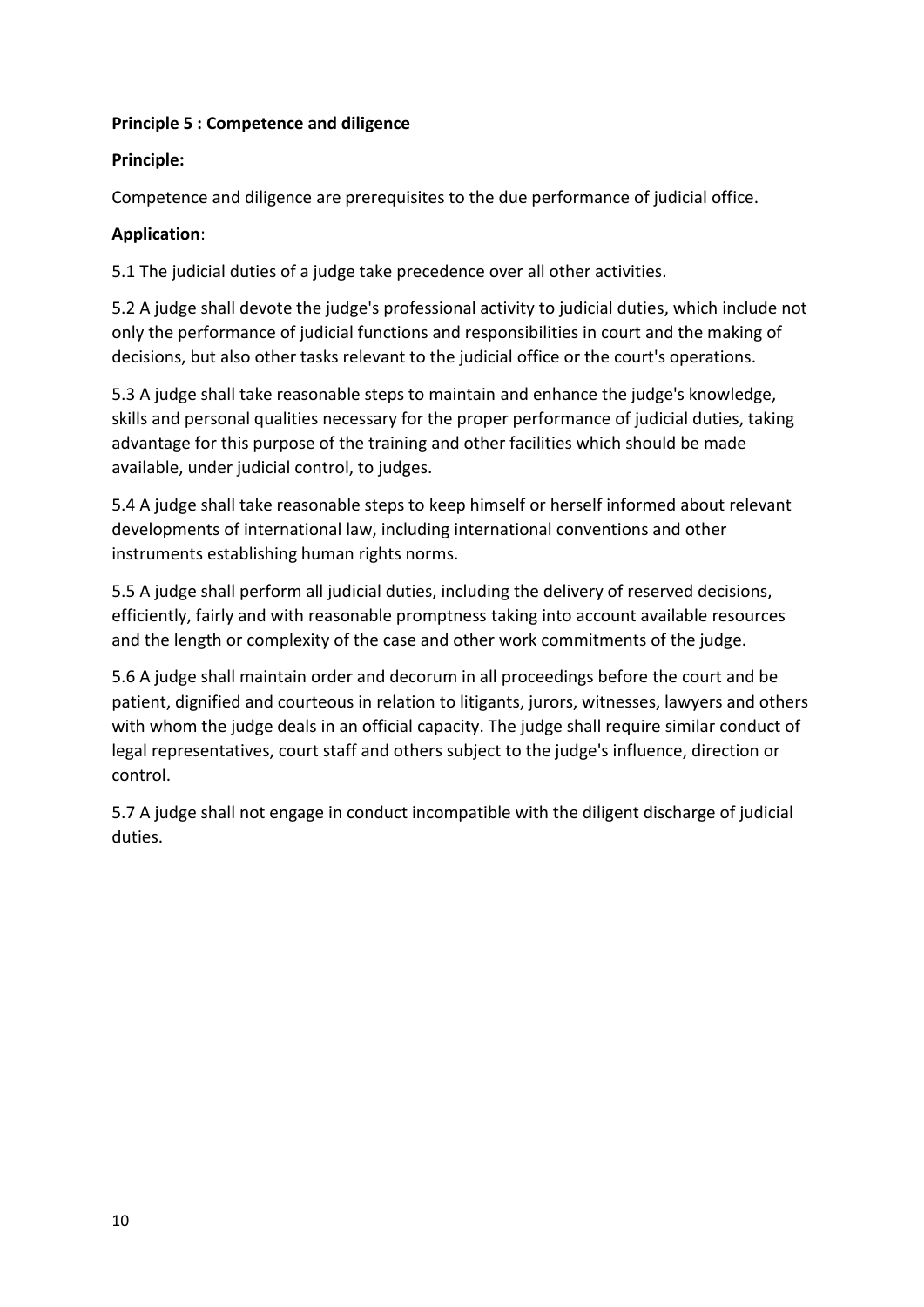**Principle 5 : Competence and diligence**

**Principle:**

Competence and diligence are prerequisites to the due performance of judicial office.

**Application**:

5.1 The judicial duties of a judge take precedence over all other activities.

5.2 A judge shall devote the judge's professional activity to judicial duties, which include not only the performance of judicial functions and responsibilities in court and the making of decisions, but also other tasks relevant to the judicial office or the court's operations.

5.3 A judge shall take reasonable steps to maintain and enhance the judge's knowledge, skills and personal qualities necessary for the proper performance of judicial duties, taking advantage for this purpose of the training and other facilities which should be made available, under judicial control, to judges.

5.4 A judge shall take reasonable steps to keep himself or herself informed about relevant developments of international law, including international conventions and other instruments establishing human rights norms.

5.5 A judge shall perform all judicial duties, including the delivery of reserved decisions, efficiently, fairly and with reasonable promptness taking into account available resources and the length or complexity of the case and other work commitments of the judge.

5.6 A judge shall maintain order and decorum in all proceedings before the court and be patient, dignified and courteous in relation to litigants, jurors, witnesses, lawyers and others with whom the judge deals in an official capacity. The judge shall require similar conduct of legal representatives, court staff and others subject to the judge's influence, direction or control.

5.7 A judge shall not engage in conduct incompatible with the diligent discharge of judicial duties.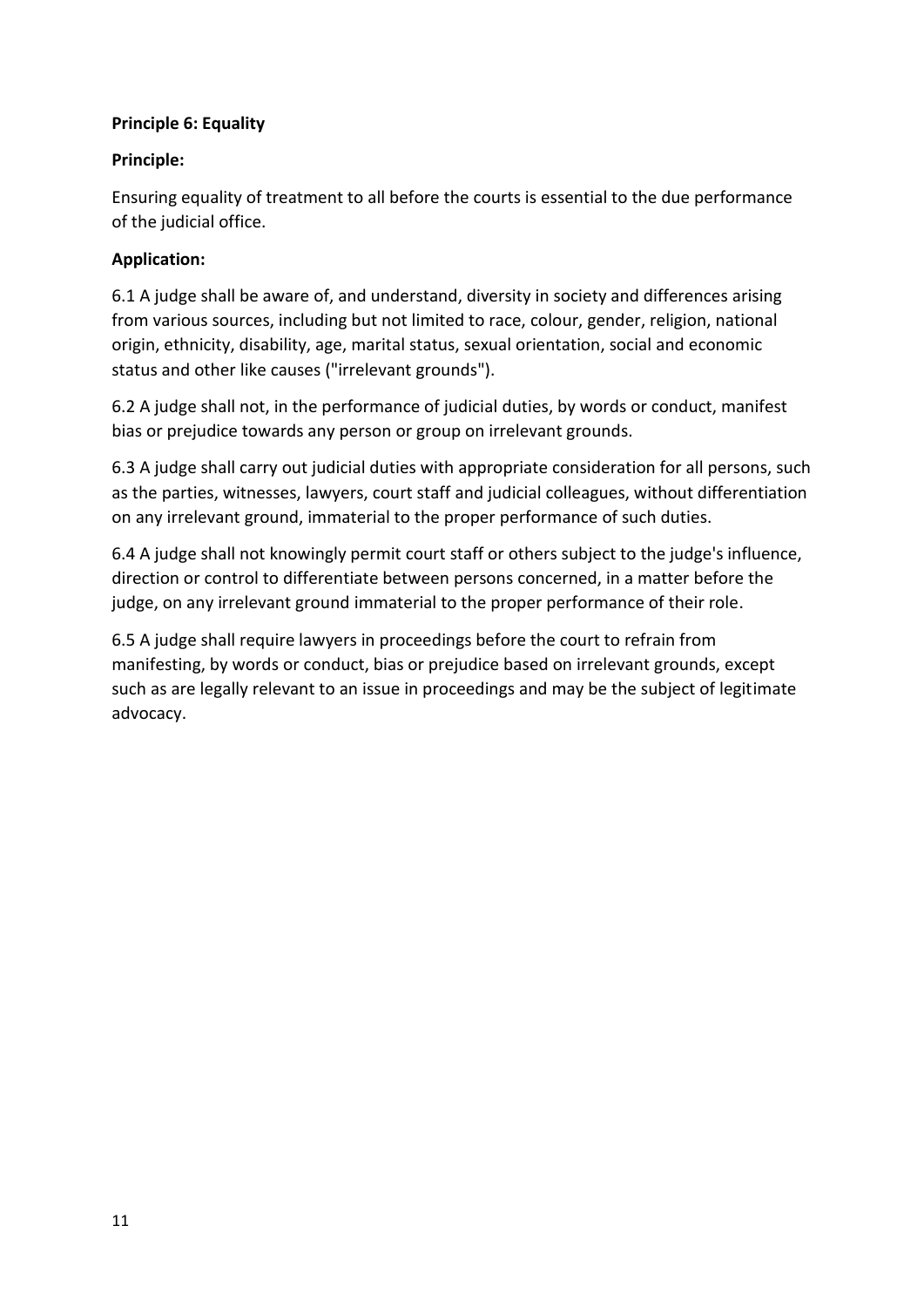**Principle 6: Equality**

**Principle:**

Ensuring equality of treatment to all before the courts is essential to the due performance of the judicial office.

**Application:**

6.1 A judge shall be aware of, and understand, diversity in society and differences arising from various sources, including but not limited to race, colour, gender, religion, national origin, ethnicity, disability, age, marital status, sexual orientation, social and economic status and other like causes ("irrelevant grounds").

6.2 A judge shall not, in the performance of judicial duties, by words or conduct, manifest bias or prejudice towards any person or group on irrelevant grounds.

6.3 A judge shall carry out judicial duties with appropriate consideration for all persons, such as the parties, witnesses, lawyers, court staff and judicial colleagues, without differentiation on any irrelevant ground, immaterial to the proper performance of such duties.

6.4 A judge shall not knowingly permit court staff or others subject to the judge's influence, direction or control to differentiate between persons concerned, in a matter before the judge, on any irrelevant ground immaterial to the proper performance of their role.

6.5 A judge shall require lawyers in proceedings before the court to refrain from manifesting, by words or conduct, bias or prejudice based on irrelevant grounds, except such as are legally relevant to an issue in proceedings and may be the subject of legitimate advocacy.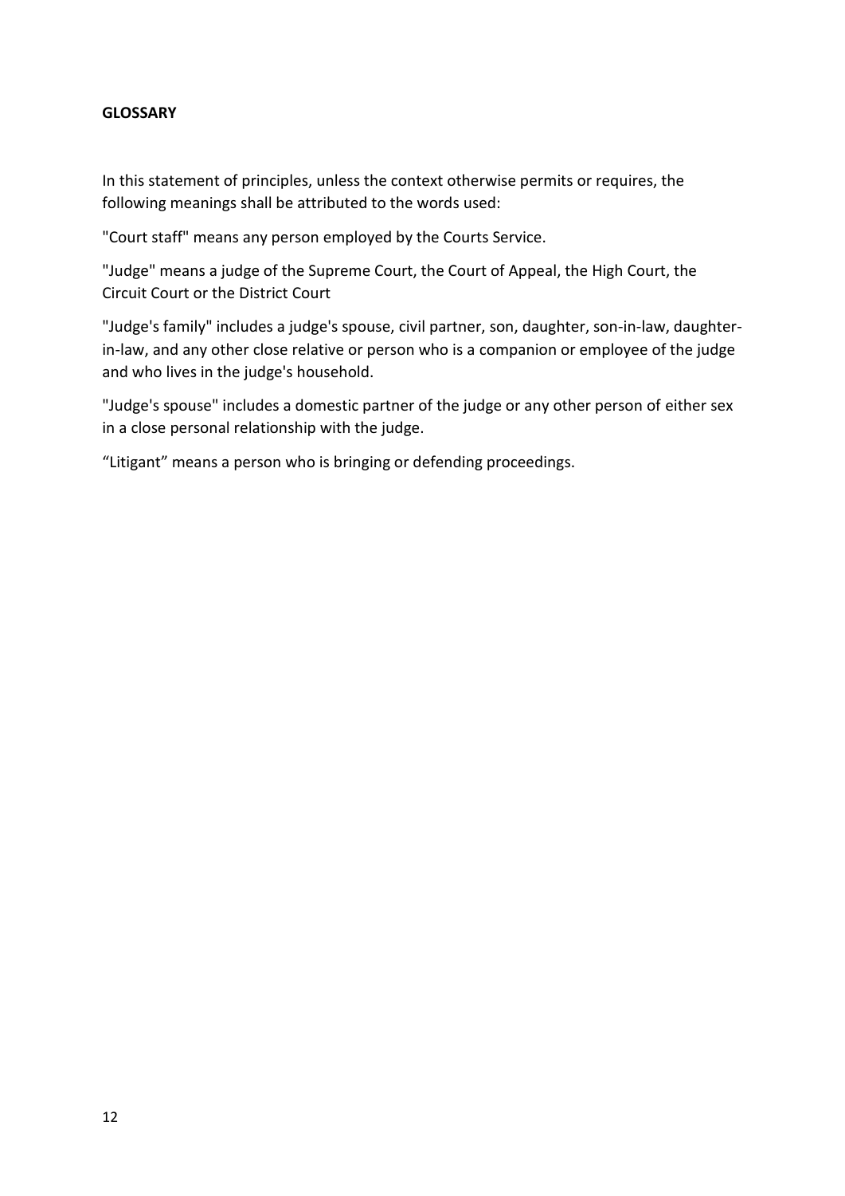**GLOSSARY**

In this statement of principles, unless the context otherwise permits or requires, the following meanings shall be attributed to the words used:

"Court staff" means any person employed by the Courts Service.

"Judge" means a judge of the Supreme Court, the Court of Appeal, the High Court, the Circuit Court or the District Court

"Judge's family" includes a judge's spouse, civil partner, son, daughter, son-in-law, daughter-in-law, and any other close relative or person who is a companion or employee of the judge and who lives in the judge's household.

"Judge's spouse" includes a domestic partner of the judge or any other person of either sex in a close personal relationship with the judge.

“Litigant” means a person who is bringing or defending proceedings.